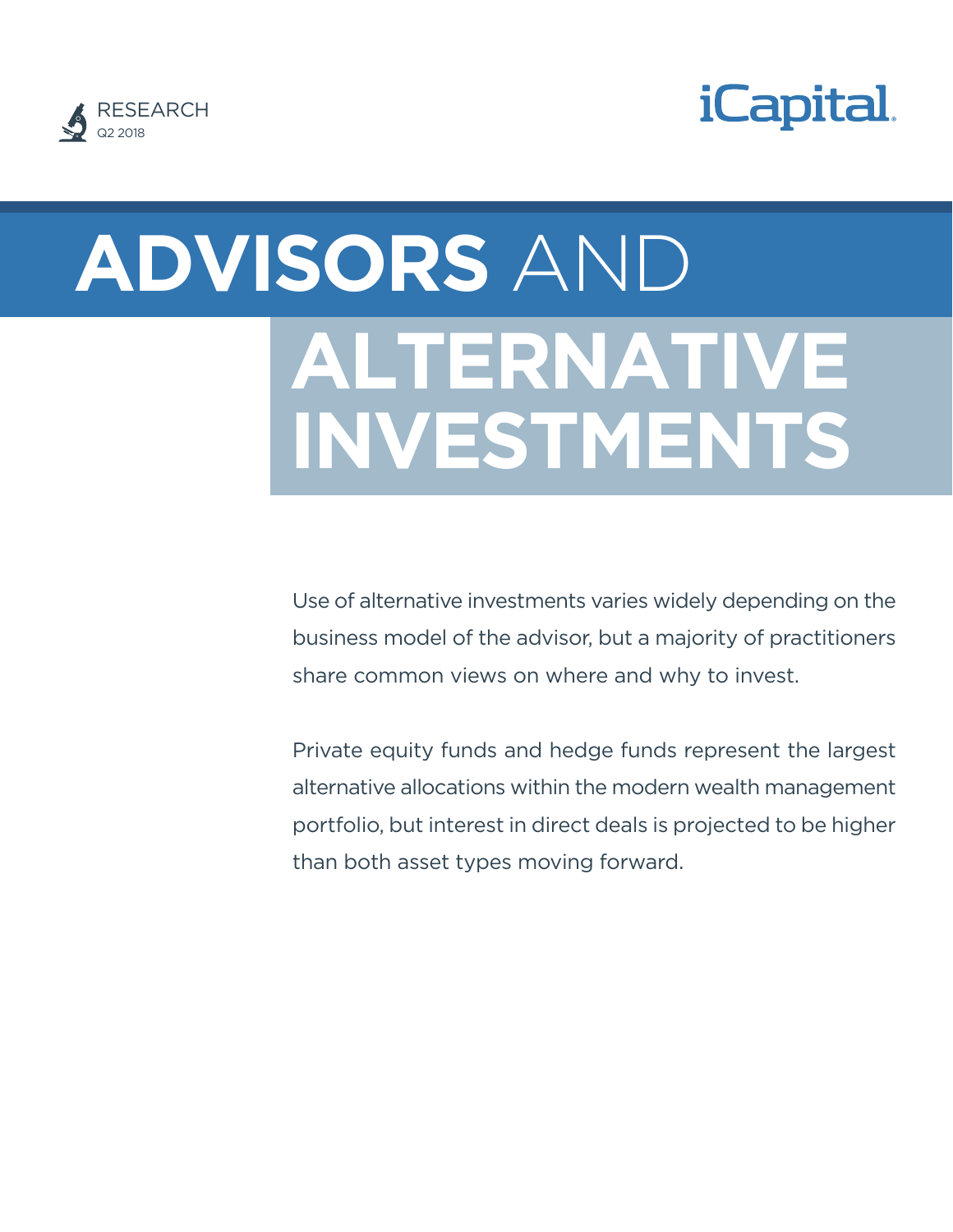RESEARCH
Q2 2018

iCapital

# ADVISORS AND ALTERNATIVE INVESTMENTS

Use of alternative investments varies widely depending on the business model of the advisor, but a majority of practitioners share common views on where and why to invest.

Private equity funds and hedge funds represent the largest alternative allocations within the modern wealth management portfolio, but interest in direct deals is projected to be higher than both asset types moving forward.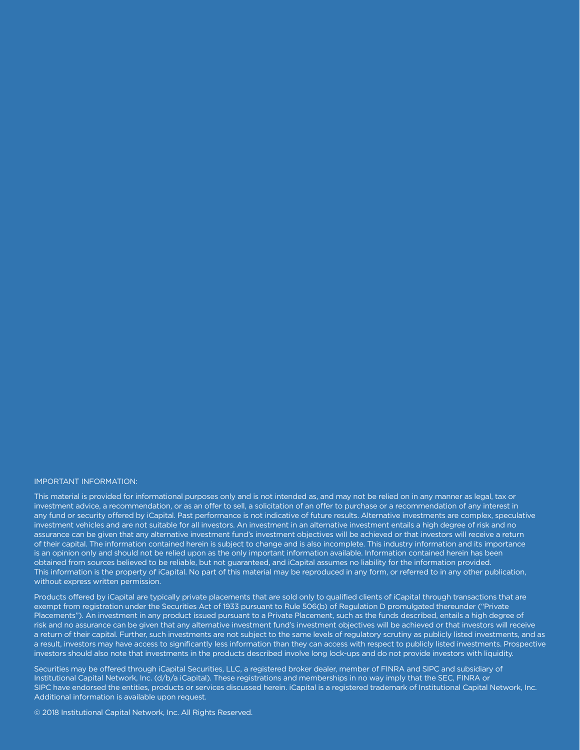IMPORTANT INFORMATION:

This material is provided for informational purposes only and is not intended as, and may not be relied on in any manner as legal, tax or investment advice, a recommendation, or as an offer to sell, a solicitation of an offer to purchase or a recommendation of any interest in any fund or security offered by iCapital. Past performance is not indicative of future results. Alternative investments are complex, speculative investment vehicles and are not suitable for all investors. An investment in an alternative investment entails a high degree of risk and no assurance can be given that any alternative investment fund's investment objectives will be achieved or that investors will receive a return of their capital. The information contained herein is subject to change and is also incomplete. This industry information and its importance is an opinion only and should not be relied upon as the only important information available. Information contained herein has been obtained from sources believed to be reliable, but not guaranteed, and iCapital assumes no liability for the information provided. This information is the property of iCapital. No part of this material may be reproduced in any form, or referred to in any other publication, without express written permission.

Products offered by iCapital are typically private placements that are sold only to qualified clients of iCapital through transactions that are exempt from registration under the Securities Act of 1933 pursuant to Rule 506(b) of Regulation D promulgated thereunder ("Private Placements"). An investment in any product issued pursuant to a Private Placement, such as the funds described, entails a high degree of risk and no assurance can be given that any alternative investment fund's investment objectives will be achieved or that investors will receive a return of their capital. Further, such investments are not subject to the same levels of regulatory scrutiny as publicly listed investments, and as a result, investors may have access to significantly less information than they can access with respect to publicly listed investments. Prospective investors should also note that investments in the products described involve long lock-ups and do not provide investors with liquidity.

Securities may be offered through iCapital Securities, LLC, a registered broker dealer, member of FINRA and SIPC and subsidiary of Institutional Capital Network, Inc. (d/b/a iCapital). These registrations and memberships in no way imply that the SEC, FINRA or SIPC have endorsed the entities, products or services discussed herein. iCapital is a registered trademark of Institutional Capital Network, Inc. Additional information is available upon request.

© 2018 Institutional Capital Network, Inc. All Rights Reserved.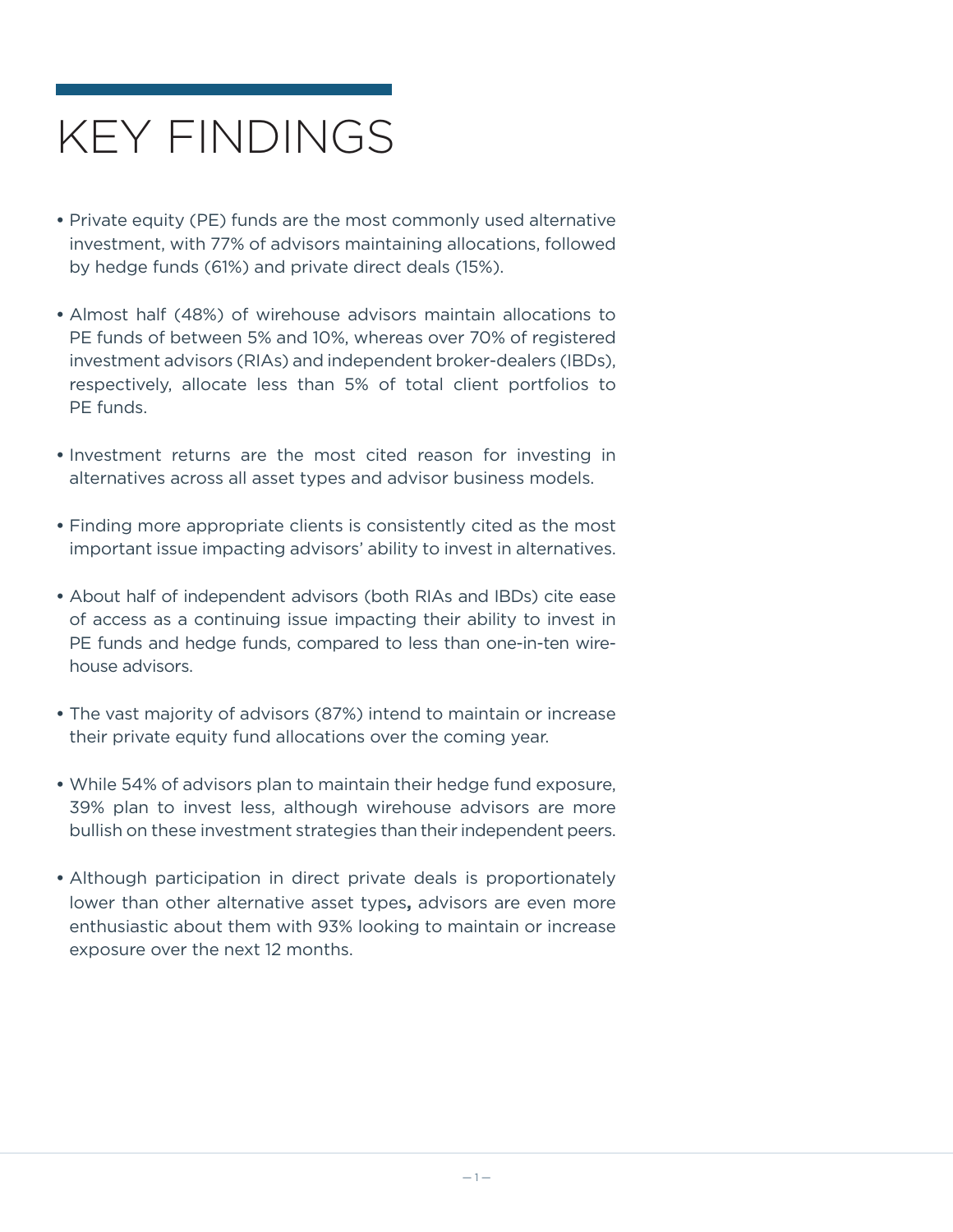# KEY FINDINGS

- Private equity (PE) funds are the most commonly used alternative investment, with 77% of advisors maintaining allocations, followed by hedge funds (61%) and private direct deals (15%).

- Almost half (48%) of wirehouse advisors maintain allocations to PE funds of between 5% and 10%, whereas over 70% of registered investment advisors (RIAs) and independent broker-dealers (IBDs), respectively, allocate less than 5% of total client portfolios to PE funds.

- Investment returns are the most cited reason for investing in alternatives across all asset types and advisor business models.

- Finding more appropriate clients is consistently cited as the most important issue impacting advisors' ability to invest in alternatives.

- About half of independent advisors (both RIAs and IBDs) cite ease of access as a continuing issue impacting their ability to invest in PE funds and hedge funds, compared to less than one-in-ten wirehouse advisors.

- The vast majority of advisors (87%) intend to maintain or increase their private equity fund allocations over the coming year.

- While 54% of advisors plan to maintain their hedge fund exposure, 39% plan to invest less, although wirehouse advisors are more bullish on these investment strategies than their independent peers.

- Although participation in direct private deals is proportionately lower than other alternative asset types**,** advisors are even more enthusiastic about them with 93% looking to maintain or increase exposure over the next 12 months.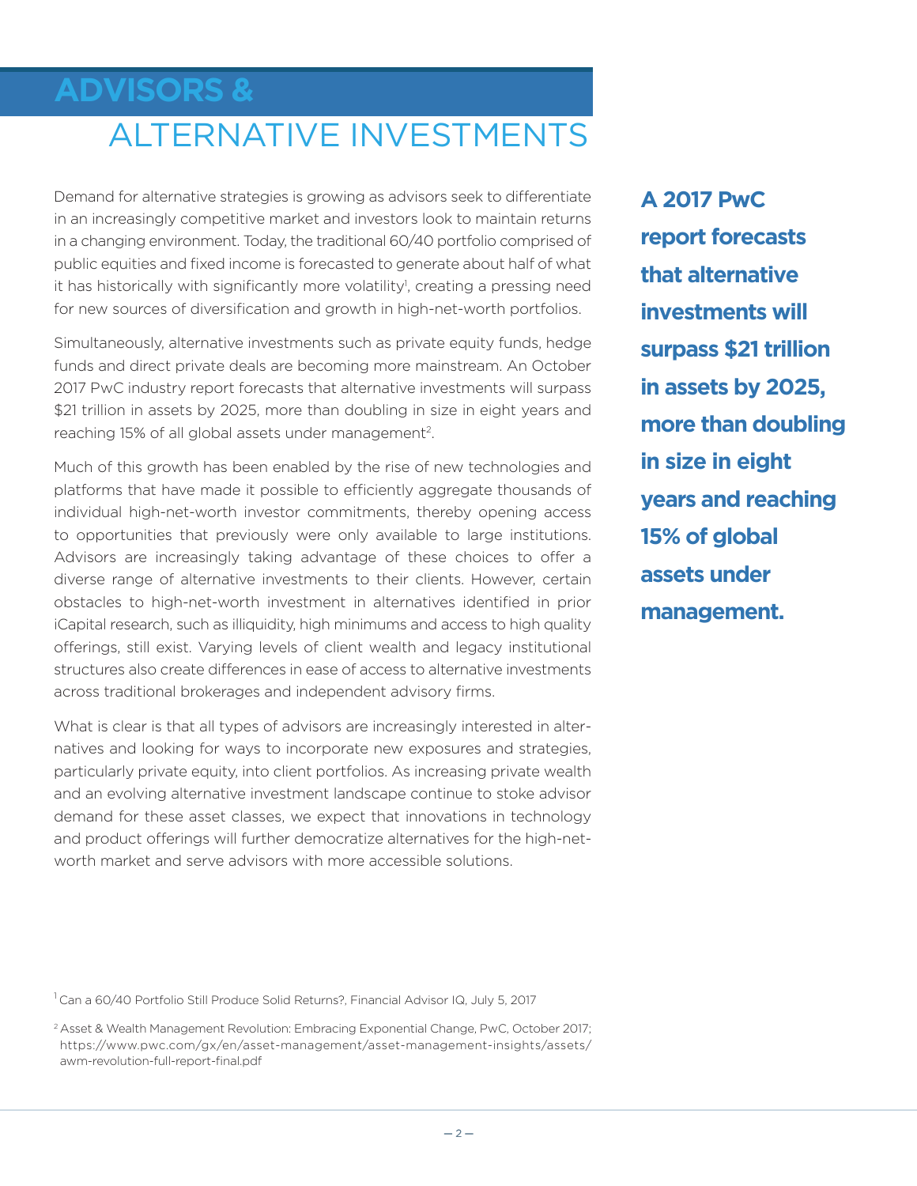# ADVISORS & ALTERNATIVE INVESTMENTS

Demand for alternative strategies is growing as advisors seek to differentiate in an increasingly competitive market and investors look to maintain returns in a changing environment. Today, the traditional 60/40 portfolio comprised of public equities and fixed income is forecasted to generate about half of what it has historically with significantly more volatility[1], creating a pressing need for new sources of diversification and growth in high-net-worth portfolios.

Simultaneously, alternative investments such as private equity funds, hedge funds and direct private deals are becoming more mainstream. An October 2017 PwC industry report forecasts that alternative investments will surpass $21 trillion in assets by 2025, more than doubling in size in eight years and reaching 15% of all global assets under management[2].

Much of this growth has been enabled by the rise of new technologies and platforms that have made it possible to efficiently aggregate thousands of individual high-net-worth investor commitments, thereby opening access to opportunities that previously were only available to large institutions. Advisors are increasingly taking advantage of these choices to offer a diverse range of alternative investments to their clients. However, certain obstacles to high-net-worth investment in alternatives identified in prior iCapital research, such as illiquidity, high minimums and access to high quality offerings, still exist. Varying levels of client wealth and legacy institutional structures also create differences in ease of access to alternative investments across traditional brokerages and independent advisory firms.

What is clear is that all types of advisors are increasingly interested in alternatives and looking for ways to incorporate new exposures and strategies, particularly private equity, into client portfolios. As increasing private wealth and an evolving alternative investment landscape continue to stoke advisor demand for these asset classes, we expect that innovations in technology and product offerings will further democratize alternatives for the high-net-worth market and serve advisors with more accessible solutions.

**A 2017 PwC report forecasts that alternative investments will surpass $21 trillion in assets by 2025, more than doubling in size in eight years and reaching 15% of global assets under management.**

[1] Can a 60/40 Portfolio Still Produce Solid Returns?, Financial Advisor IQ, July 5, 2017

[2] Asset & Wealth Management Revolution: Embracing Exponential Change, PwC, October 2017; https://www.pwc.com/gx/en/asset-management/asset-management-insights/assets/awm-revolution-full-report-final.pdf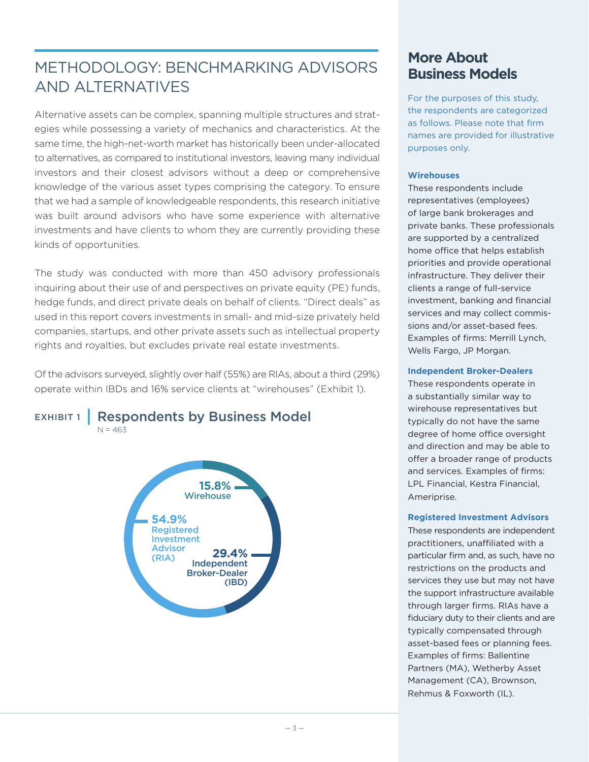# METHODOLOGY: BENCHMARKING ADVISORS AND ALTERNATIVES

Alternative assets can be complex, spanning multiple structures and strategies while possessing a variety of mechanics and characteristics. At the same time, the high-net-worth market has historically been under-allocated to alternatives, as compared to institutional investors, leaving many individual investors and their closest advisors without a deep or comprehensive knowledge of the various asset types comprising the category. To ensure that we had a sample of knowledgeable respondents, this research initiative was built around advisors who have some experience with alternative investments and have clients to whom they are currently providing these kinds of opportunities.

The study was conducted with more than 450 advisory professionals inquiring about their use of and perspectives on private equity (PE) funds, hedge funds, and direct private deals on behalf of clients. "Direct deals" as used in this report covers investments in small- and mid-size privately held companies, startups, and other private assets such as intellectual property rights and royalties, but excludes private real estate investments.

Of the advisors surveyed, slightly over half (55%) are RIAs, about a third (29%) operate within IBDs and 16% service clients at "wirehouses" (Exhibit 1).

**EXHIBIT 1 | Respondents by Business Model**

N = 463

| Business Model | Share |
|---|---|
| Wirehouse | 15.8% |
| Independent Broker-Dealer (IBD) | 29.4% |
| Registered Investment Advisor (RIA) | 54.9% |

## More About Business Models

For the purposes of this study, the respondents are categorized as follows. Please note that firm names are provided for illustrative purposes only.

**Wirehouses**

These respondents include representatives (employees) of large bank brokerages and private banks. These professionals are supported by a centralized home office that helps establish priorities and provide operational infrastructure. They deliver their clients a range of full-service investment, banking and financial services and may collect commissions and/or asset-based fees. Examples of firms: Merrill Lynch, Wells Fargo, JP Morgan.

**Independent Broker-Dealers**

These respondents operate in a substantially similar way to wirehouse representatives but typically do not have the same degree of home office oversight and direction and may be able to offer a broader range of products and services. Examples of firms: LPL Financial, Kestra Financial, Ameriprise.

**Registered Investment Advisors**

These respondents are independent practitioners, unaffiliated with a particular firm and, as such, have no restrictions on the products and services they use but may not have the support infrastructure available through larger firms. RIAs have a fiduciary duty to their clients and are typically compensated through asset-based fees or planning fees. Examples of firms: Ballentine Partners (MA), Wetherby Asset Management (CA), Brownson, Rehmus & Foxworth (IL).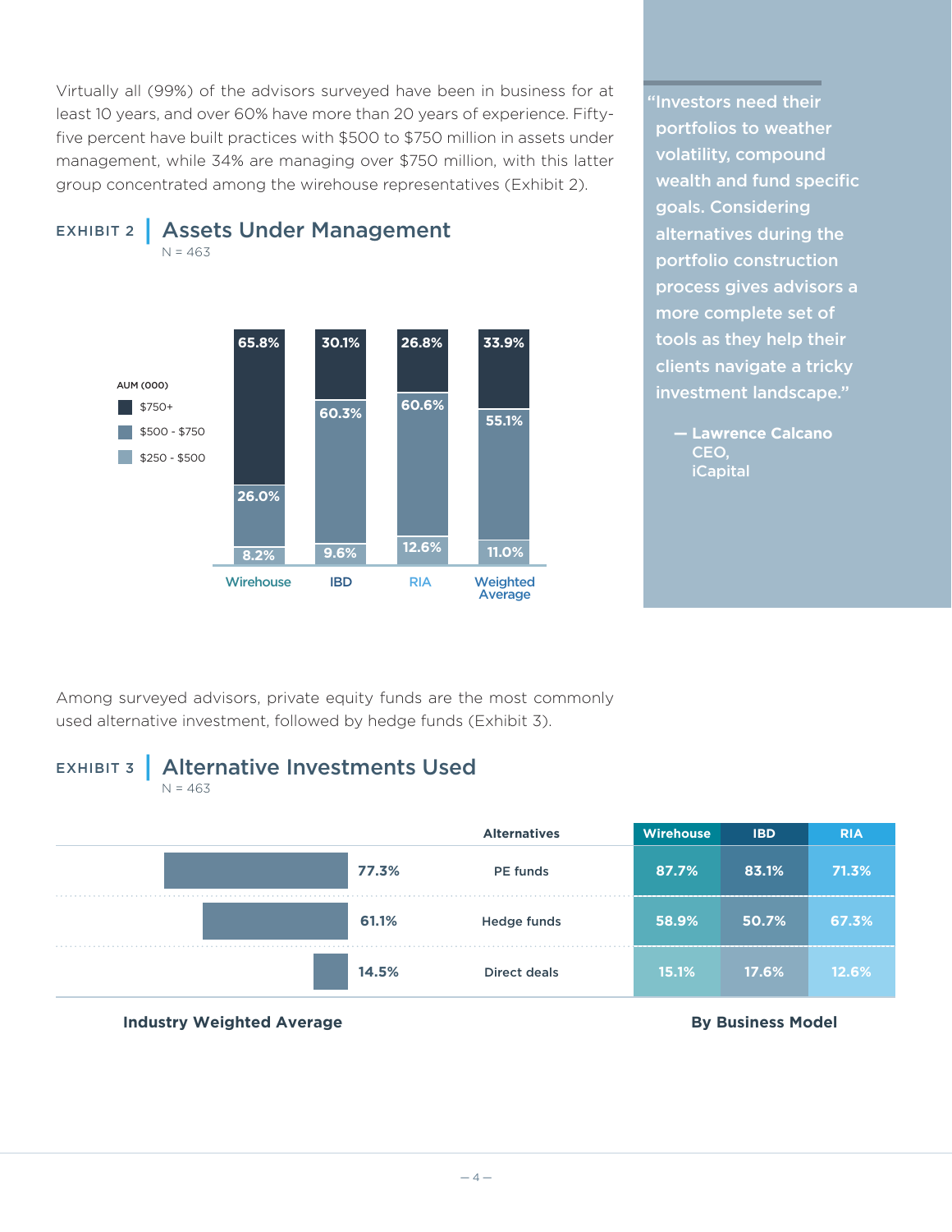Virtually all (99%) of the advisors surveyed have been in business for at least 10 years, and over 60% have more than 20 years of experience. Fifty-five percent have built practices with $500 to $750 million in assets under management, while 34% are managing over $750 million, with this latter group concentrated among the wirehouse representatives (Exhibit 2).

> "Investors need their portfolios to weather volatility, compound wealth and fund specific goals. Considering alternatives during the portfolio construction process gives advisors a more complete set of tools as they help their clients navigate a tricky investment landscape."
>
> — **Lawrence Calcano**
> CEO,
> iCapital

## EXHIBIT 2 | Assets Under Management

N = 463

| AUM (000) | Wirehouse | IBD | RIA | Weighted Average |
|---|---|---|---|---|
| $750+ | 65.8% | 30.1% | 26.8% | 33.9% |
| $500 - $750 | 26.0% | 60.3% | 60.6% | 55.1% |
| $250 - $500 | 8.2% | 9.6% | 12.6% | 11.0% |

Among surveyed advisors, private equity funds are the most commonly used alternative investment, followed by hedge funds (Exhibit 3).

## EXHIBIT 3 | Alternative Investments Used

N = 463

| Industry Weighted Average | Alternatives | Wirehouse | IBD | RIA |
|---|---|---|---|---|
| 77.3% | PE funds | 87.7% | 83.1% | 71.3% |
| 61.1% | Hedge funds | 58.9% | 50.7% | 67.3% |
| 14.5% | Direct deals | 15.1% | 17.6% | 12.6% |

**Industry Weighted Average** | **By Business Model**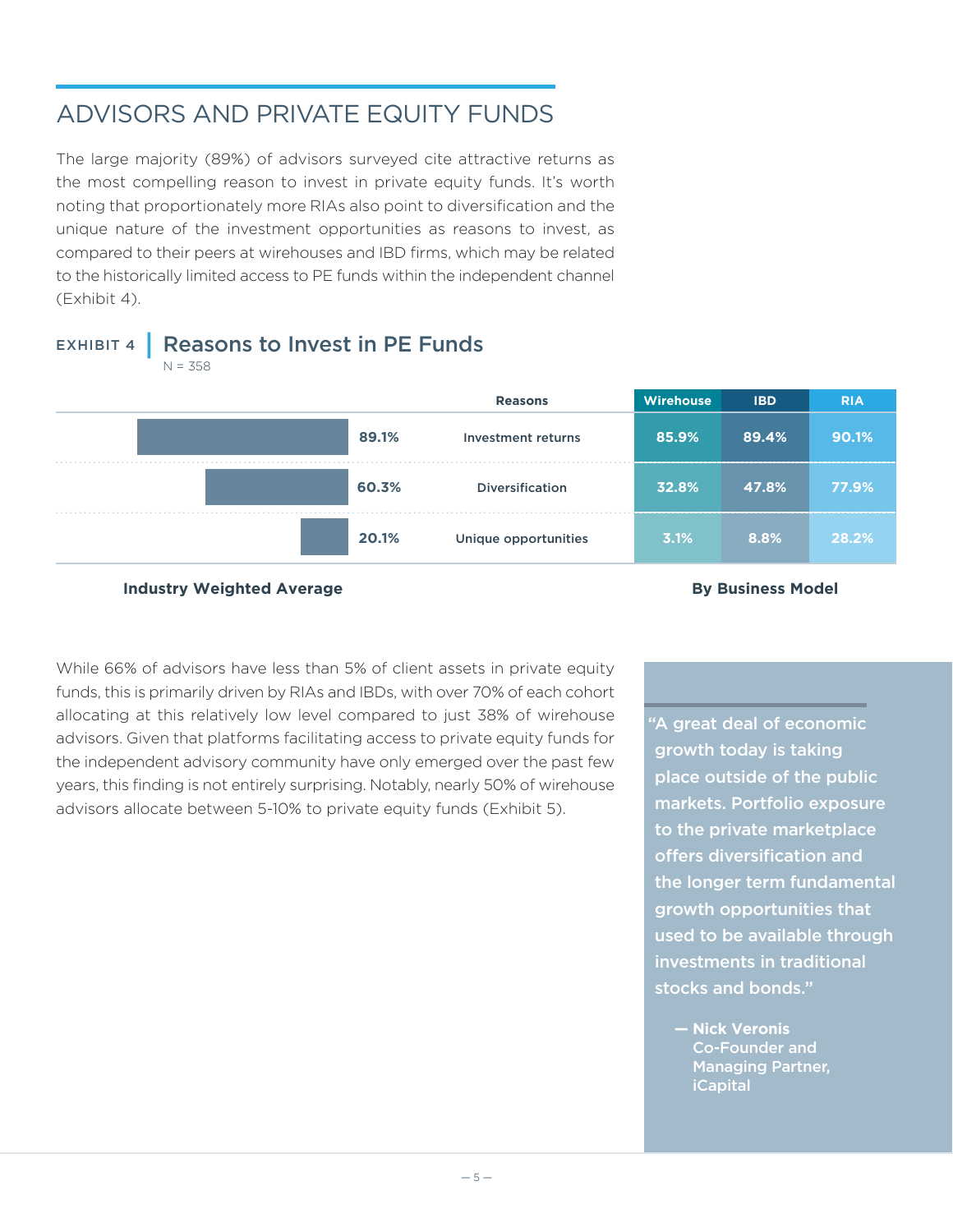## ADVISORS AND PRIVATE EQUITY FUNDS

The large majority (89%) of advisors surveyed cite attractive returns as the most compelling reason to invest in private equity funds. It's worth noting that proportionately more RIAs also point to diversification and the unique nature of the investment opportunities as reasons to invest, as compared to their peers at wirehouses and IBD firms, which may be related to the historically limited access to PE funds within the independent channel (Exhibit 4).

### EXHIBIT 4 | Reasons to Invest in PE Funds

N = 358

| Industry Weighted Average | Reasons | Wirehouse | IBD | RIA |
|---|---|---|---|---|
| 89.1% | Investment returns | 85.9% | 89.4% | 90.1% |
| 60.3% | Diversification | 32.8% | 47.8% | 77.9% |
| 20.1% | Unique opportunities | 3.1% | 8.8% | 28.2% |

**Industry Weighted Average** | **By Business Model**

While 66% of advisors have less than 5% of client assets in private equity funds, this is primarily driven by RIAs and IBDs, with over 70% of each cohort allocating at this relatively low level compared to just 38% of wirehouse advisors. Given that platforms facilitating access to private equity funds for the independent advisory community have only emerged over the past few years, this finding is not entirely surprising. Notably, nearly 50% of wirehouse advisors allocate between 5-10% to private equity funds (Exhibit 5).

> **"A great deal of economic growth today is taking place outside of the public markets. Portfolio exposure to the private marketplace offers diversification and the longer term fundamental growth opportunities that used to be available through investments in traditional stocks and bonds."**
>
> **— Nick Veronis**
> **Co-Founder and Managing Partner, iCapital**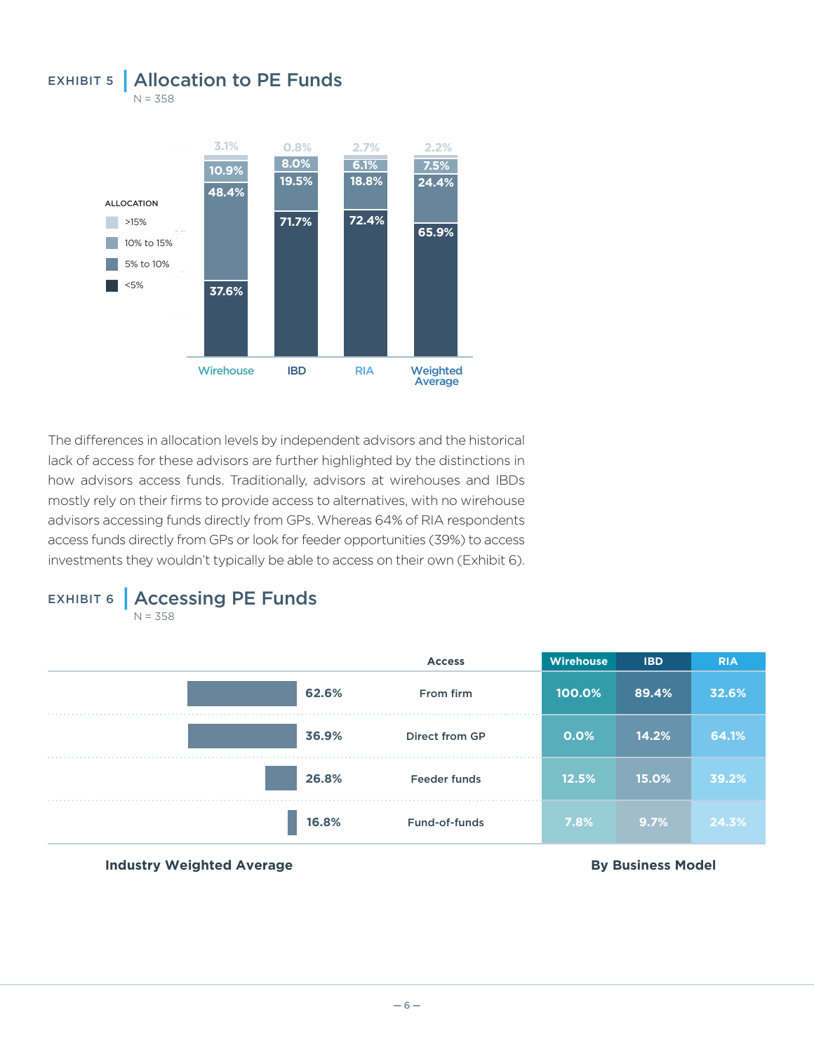EXHIBIT 5 | **Allocation to PE Funds**

N = 358

| Allocation | Wirehouse | IBD | RIA | Weighted Average |
|---|---|---|---|---|
| >15% | 3.1% | 0.8% | 2.7% | 2.2% |
| 10% to 15% | 10.9% | 8.0% | 6.1% | 7.5% |
| 5% to 10% | 48.4% | 19.5% | 18.8% | 24.4% |
| <5% | 37.6% | 71.7% | 72.4% | 65.9% |

The differences in allocation levels by independent advisors and the historical lack of access for these advisors are further highlighted by the distinctions in how advisors access funds. Traditionally, advisors at wirehouses and IBDs mostly rely on their firms to provide access to alternatives, with no wirehouse advisors accessing funds directly from GPs. Whereas 64% of RIA respondents access funds directly from GPs or look for feeder opportunities (39%) to access investments they wouldn't typically be able to access on their own (Exhibit 6).

EXHIBIT 6 | **Accessing PE Funds**

N = 358

| Industry Weighted Average | Access | Wirehouse | IBD | RIA |
|---|---|---|---|---|
| 62.6% | From firm | 100.0% | 89.4% | 32.6% |
| 36.9% | Direct from GP | 0.0% | 14.2% | 64.1% |
| 26.8% | Feeder funds | 12.5% | 15.0% | 39.2% |
| 16.8% | Fund-of-funds | 7.8% | 9.7% | 24.3% |

**Industry Weighted Average** | **By Business Model**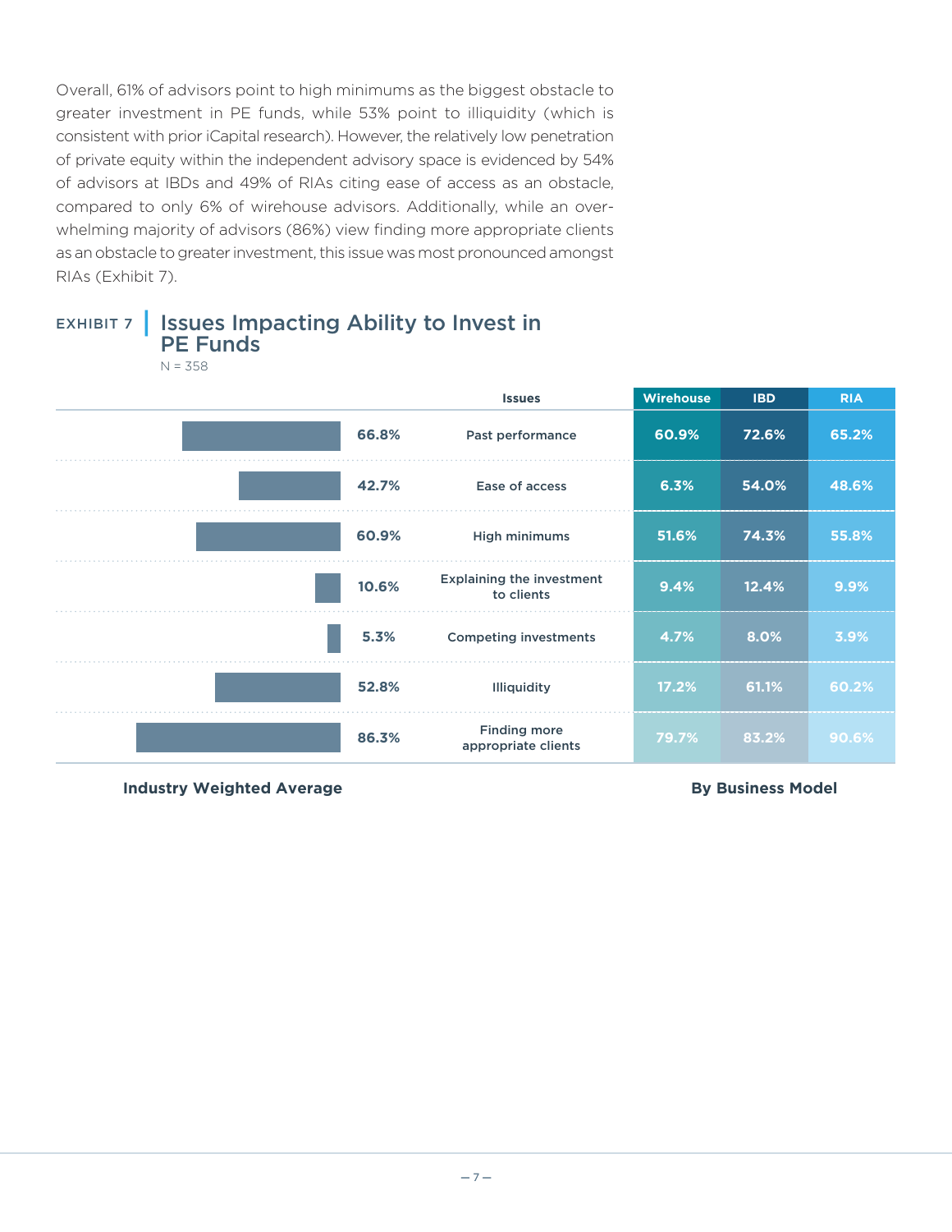Overall, 61% of advisors point to high minimums as the biggest obstacle to greater investment in PE funds, while 53% point to illiquidity (which is consistent with prior iCapital research). However, the relatively low penetration of private equity within the independent advisory space is evidenced by 54% of advisors at IBDs and 49% of RIAs citing ease of access as an obstacle, compared to only 6% of wirehouse advisors. Additionally, while an overwhelming majority of advisors (86%) view finding more appropriate clients as an obstacle to greater investment, this issue was most pronounced amongst RIAs (Exhibit 7).

### EXHIBIT 7 | Issues Impacting Ability to Invest in PE Funds

N = 358

| Industry Weighted Average | Issues | Wirehouse | IBD | RIA |
|---|---|---|---|---|
| 66.8% | Past performance | 60.9% | 72.6% | 65.2% |
| 42.7% | Ease of access | 6.3% | 54.0% | 48.6% |
| 60.9% | High minimums | 51.6% | 74.3% | 55.8% |
| 10.6% | Explaining the investment to clients | 9.4% | 12.4% | 9.9% |
| 5.3% | Competing investments | 4.7% | 8.0% | 3.9% |
| 52.8% | Illiquidity | 17.2% | 61.1% | 60.2% |
| 86.3% | Finding more appropriate clients | 79.7% | 83.2% | 90.6% |

**Industry Weighted Average** | **By Business Model**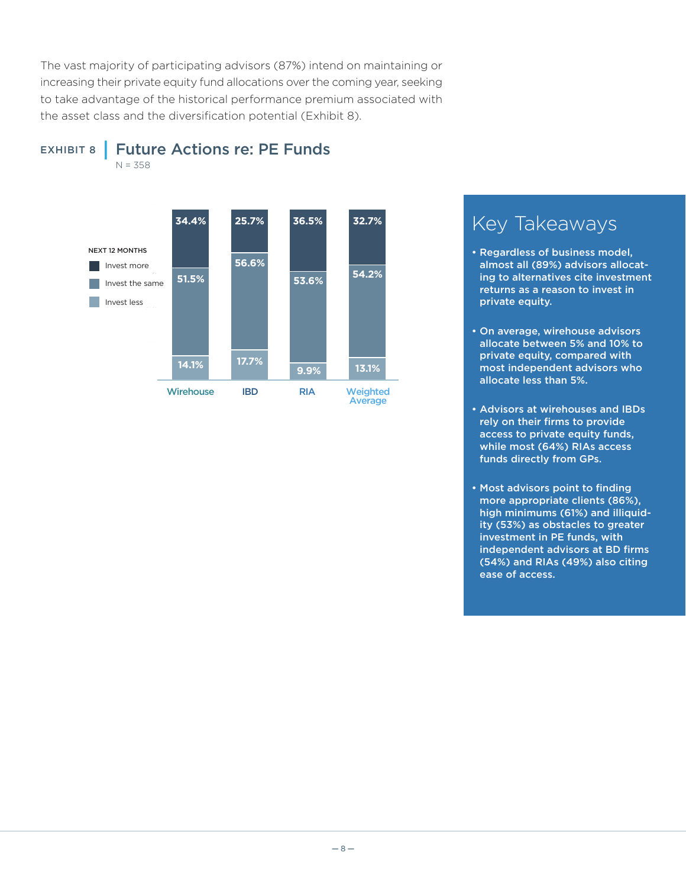The vast majority of participating advisors (87%) intend on maintaining or increasing their private equity fund allocations over the coming year, seeking to take advantage of the historical performance premium associated with the asset class and the diversification potential (Exhibit 8).

## EXHIBIT 8 | Future Actions re: PE Funds

N = 358

| NEXT 12 MONTHS | Wirehouse | IBD | RIA | Weighted Average |
|---|---|---|---|---|
| Invest more | 34.4% | 25.7% | 36.5% | 32.7% |
| Invest the same | 51.5% | 56.6% | 53.6% | 54.2% |
| Invest less | 14.1% | 17.7% | 9.9% | 13.1% |

## Key Takeaways

- **Regardless of business model, almost all (89%) advisors allocating to alternatives cite investment returns as a reason to invest in private equity.**
- **On average, wirehouse advisors allocate between 5% and 10% to private equity, compared with most independent advisors who allocate less than 5%.**
- **Advisors at wirehouses and IBDs rely on their firms to provide access to private equity funds, while most (64%) RIAs access funds directly from GPs.**
- **Most advisors point to finding more appropriate clients (86%), high minimums (61%) and illiquidity (53%) as obstacles to greater investment in PE funds, with independent advisors at BD firms (54%) and RIAs (49%) also citing ease of access.**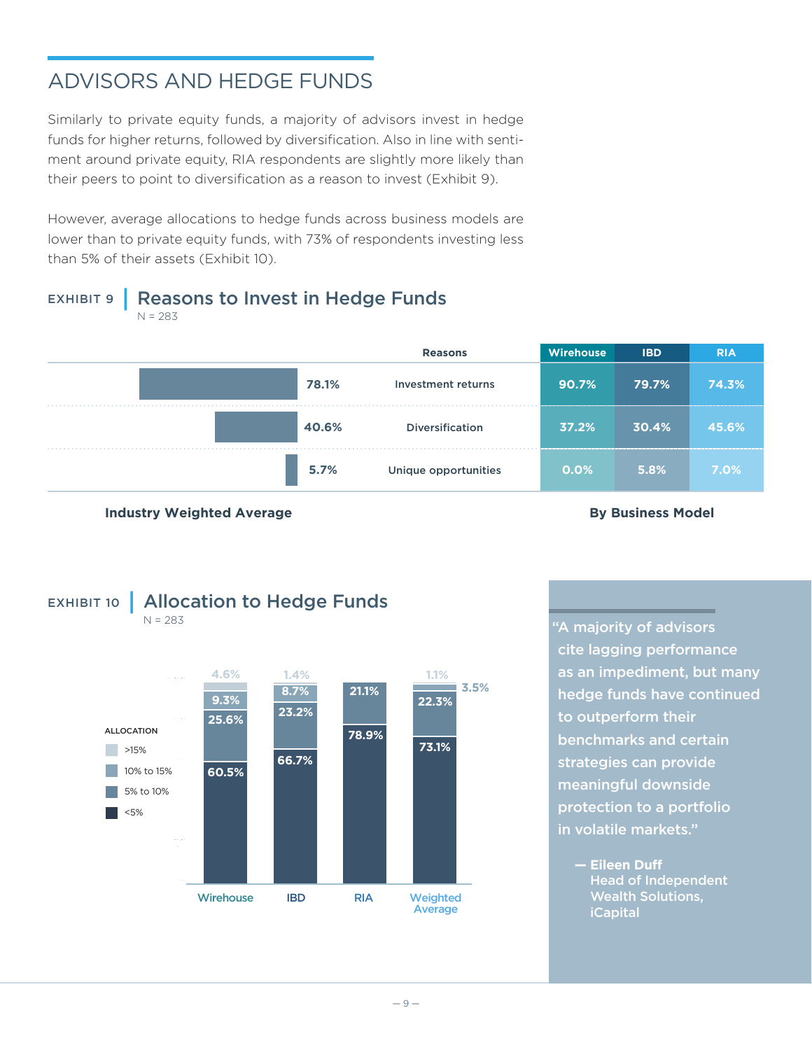## ADVISORS AND HEDGE FUNDS

Similarly to private equity funds, a majority of advisors invest in hedge funds for higher returns, followed by diversification. Also in line with sentiment around private equity, RIA respondents are slightly more likely than their peers to point to diversification as a reason to invest (Exhibit 9).

However, average allocations to hedge funds across business models are lower than to private equity funds, with 73% of respondents investing less than 5% of their assets (Exhibit 10).

### EXHIBIT 9 | Reasons to Invest in Hedge Funds

N = 283

| Industry Weighted Average | Reasons | Wirehouse | IBD | RIA |
|---|---|---|---|---|
| 78.1% | Investment returns | 90.7% | 79.7% | 74.3% |
| 40.6% | Diversification | 37.2% | 30.4% | 45.6% |
| 5.7% | Unique opportunities | 0.0% | 5.8% | 7.0% |

**Industry Weighted Average** — **By Business Model**

### EXHIBIT 10 | Allocation to Hedge Funds

N = 283

| ALLOCATION | Wirehouse | IBD | RIA | Weighted Average |
|---|---|---|---|---|
| >15% | 4.6% | 1.4% | | 1.1% |
| 10% to 15% | 9.3% | 8.7% | | 3.5% |
| 5% to 10% | 25.6% | 23.2% | 21.1% | 22.3% |
| <5% | 60.5% | 66.7% | 78.9% | 73.1% |

"A majority of advisors cite lagging performance as an impediment, but many hedge funds have continued to outperform their benchmarks and certain strategies can provide meaningful downside protection to a portfolio in volatile markets."

— **Eileen Duff**
Head of Independent Wealth Solutions, iCapital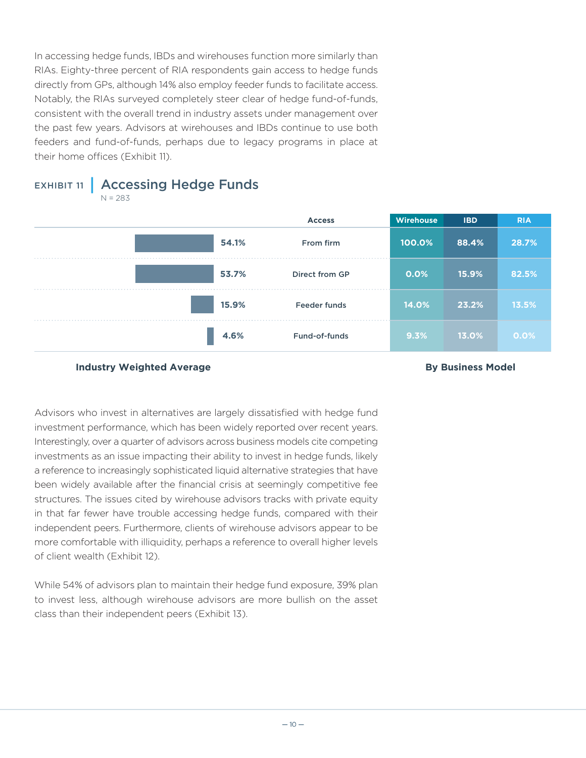In accessing hedge funds, IBDs and wirehouses function more similarly than RIAs. Eighty-three percent of RIA respondents gain access to hedge funds directly from GPs, although 14% also employ feeder funds to facilitate access. Notably, the RIAs surveyed completely steer clear of hedge fund-of-funds, consistent with the overall trend in industry assets under management over the past few years. Advisors at wirehouses and IBDs continue to use both feeders and fund-of-funds, perhaps due to legacy programs in place at their home offices (Exhibit 11).

## EXHIBIT 11 | Accessing Hedge Funds

N = 283

| Industry Weighted Average | Access | Wirehouse | IBD | RIA |
|---|---|---|---|---|
| 54.1% | From firm | 100.0% | 88.4% | 28.7% |
| 53.7% | Direct from GP | 0.0% | 15.9% | 82.5% |
| 15.9% | Feeder funds | 14.0% | 23.2% | 13.5% |
| 4.6% | Fund-of-funds | 9.3% | 13.0% | 0.0% |

**Industry Weighted Average** | **By Business Model**

Advisors who invest in alternatives are largely dissatisfied with hedge fund investment performance, which has been widely reported over recent years. Interestingly, over a quarter of advisors across business models cite competing investments as an issue impacting their ability to invest in hedge funds, likely a reference to increasingly sophisticated liquid alternative strategies that have been widely available after the financial crisis at seemingly competitive fee structures. The issues cited by wirehouse advisors tracks with private equity in that far fewer have trouble accessing hedge funds, compared with their independent peers. Furthermore, clients of wirehouse advisors appear to be more comfortable with illiquidity, perhaps a reference to overall higher levels of client wealth (Exhibit 12).

While 54% of advisors plan to maintain their hedge fund exposure, 39% plan to invest less, although wirehouse advisors are more bullish on the asset class than their independent peers (Exhibit 13).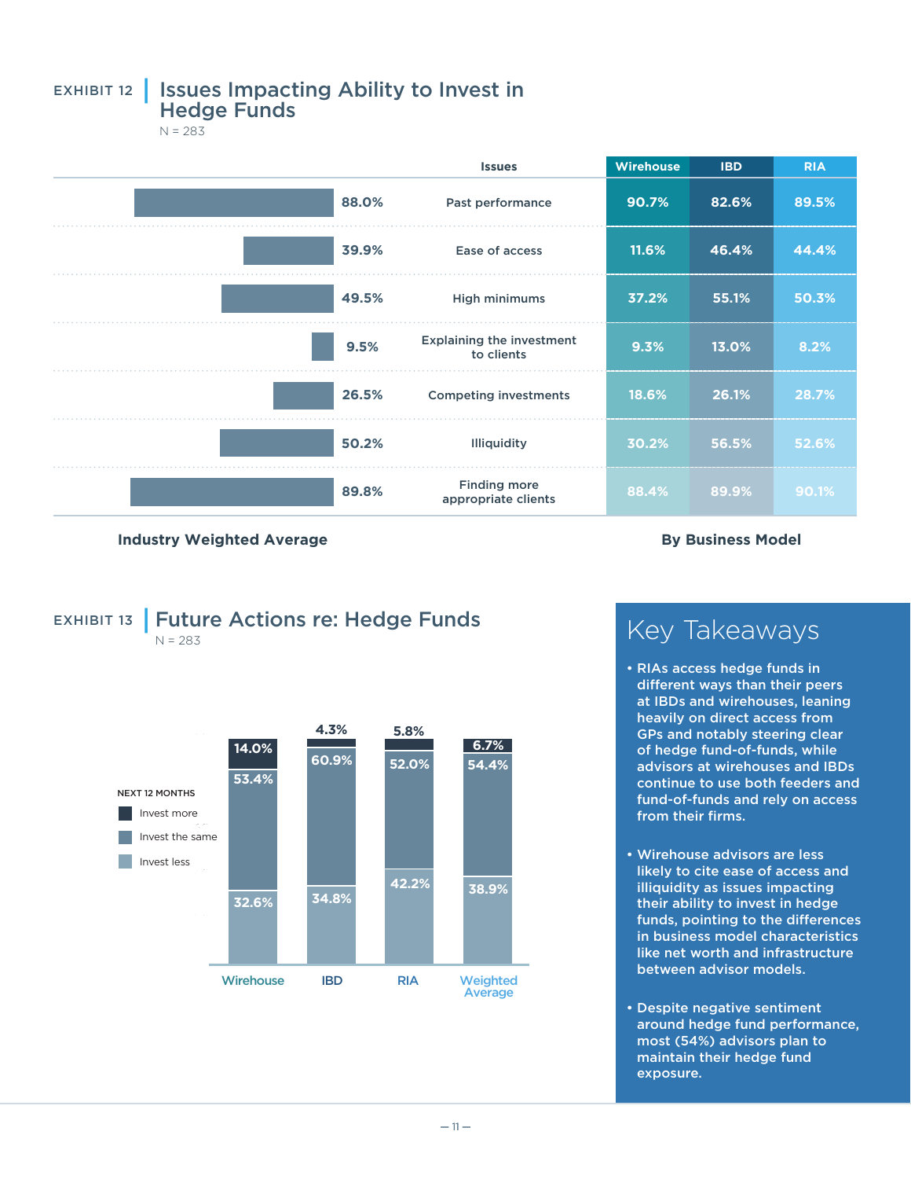## EXHIBIT 12 | Issues Impacting Ability to Invest in Hedge Funds

N = 283

| Industry Weighted Average | Issues | Wirehouse | IBD | RIA |
|---|---|---|---|---|
| 88.0% | Past performance | 90.7% | 82.6% | 89.5% |
| 39.9% | Ease of access | 11.6% | 46.4% | 44.4% |
| 49.5% | High minimums | 37.2% | 55.1% | 50.3% |
| 9.5% | Explaining the investment to clients | 9.3% | 13.0% | 8.2% |
| 26.5% | Competing investments | 18.6% | 26.1% | 28.7% |
| 50.2% | Illiquidity | 30.2% | 56.5% | 52.6% |
| 89.8% | Finding more appropriate clients | 88.4% | 89.9% | 90.1% |

**Industry Weighted Average** | **By Business Model**

## EXHIBIT 13 | Future Actions re: Hedge Funds

N = 283

| NEXT 12 MONTHS | Wirehouse | IBD | RIA | Weighted Average |
|---|---|---|---|---|
| Invest more | 14.0% | 4.3% | 5.8% | 6.7% |
| Invest the same | 53.4% | 60.9% | 52.0% | 54.4% |
| Invest less | 32.6% | 34.8% | 42.2% | 38.9% |

## Key Takeaways

- RIAs access hedge funds in different ways than their peers at IBDs and wirehouses, leaning heavily on direct access from GPs and notably steering clear of hedge fund-of-funds, while advisors at wirehouses and IBDs continue to use both feeders and fund-of-funds and rely on access from their firms.
- Wirehouse advisors are less likely to cite ease of access and illiquidity as issues impacting their ability to invest in hedge funds, pointing to the differences in business model characteristics like net worth and infrastructure between advisor models.
- Despite negative sentiment around hedge fund performance, most (54%) advisors plan to maintain their hedge fund exposure.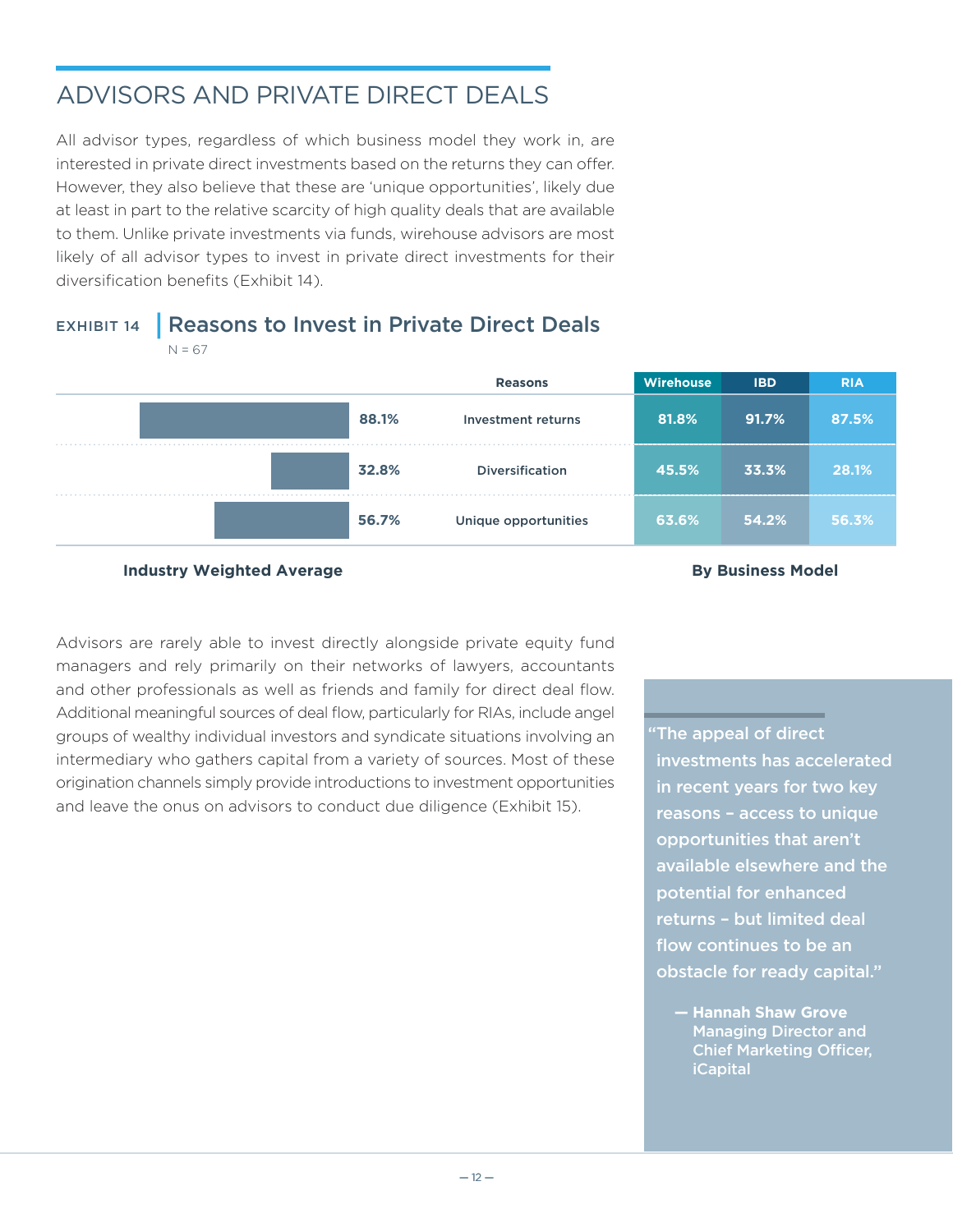## ADVISORS AND PRIVATE DIRECT DEALS

All advisor types, regardless of which business model they work in, are interested in private direct investments based on the returns they can offer. However, they also believe that these are 'unique opportunities', likely due at least in part to the relative scarcity of high quality deals that are available to them. Unlike private investments via funds, wirehouse advisors are most likely of all advisor types to invest in private direct investments for their diversification benefits (Exhibit 14).

**EXHIBIT 14 | Reasons to Invest in Private Direct Deals**

N = 67

| Industry Weighted Average | Reasons | Wirehouse | IBD | RIA |
|---|---|---|---|---|
| 88.1% | Investment returns | 81.8% | 91.7% | 87.5% |
| 32.8% | Diversification | 45.5% | 33.3% | 28.1% |
| 56.7% | Unique opportunities | 63.6% | 54.2% | 56.3% |

Wirehouse, IBD and RIA columns: By Business Model

Advisors are rarely able to invest directly alongside private equity fund managers and rely primarily on their networks of lawyers, accountants and other professionals as well as friends and family for direct deal flow. Additional meaningful sources of deal flow, particularly for RIAs, include angel groups of wealthy individual investors and syndicate situations involving an intermediary who gathers capital from a variety of sources. Most of these origination channels simply provide introductions to investment opportunities and leave the onus on advisors to conduct due diligence (Exhibit 15).

> "The appeal of direct investments has accelerated in recent years for two key reasons – access to unique opportunities that aren't available elsewhere and the potential for enhanced returns – but limited deal flow continues to be an obstacle for ready capital."
>
> — **Hannah Shaw Grove**
> Managing Director and Chief Marketing Officer, iCapital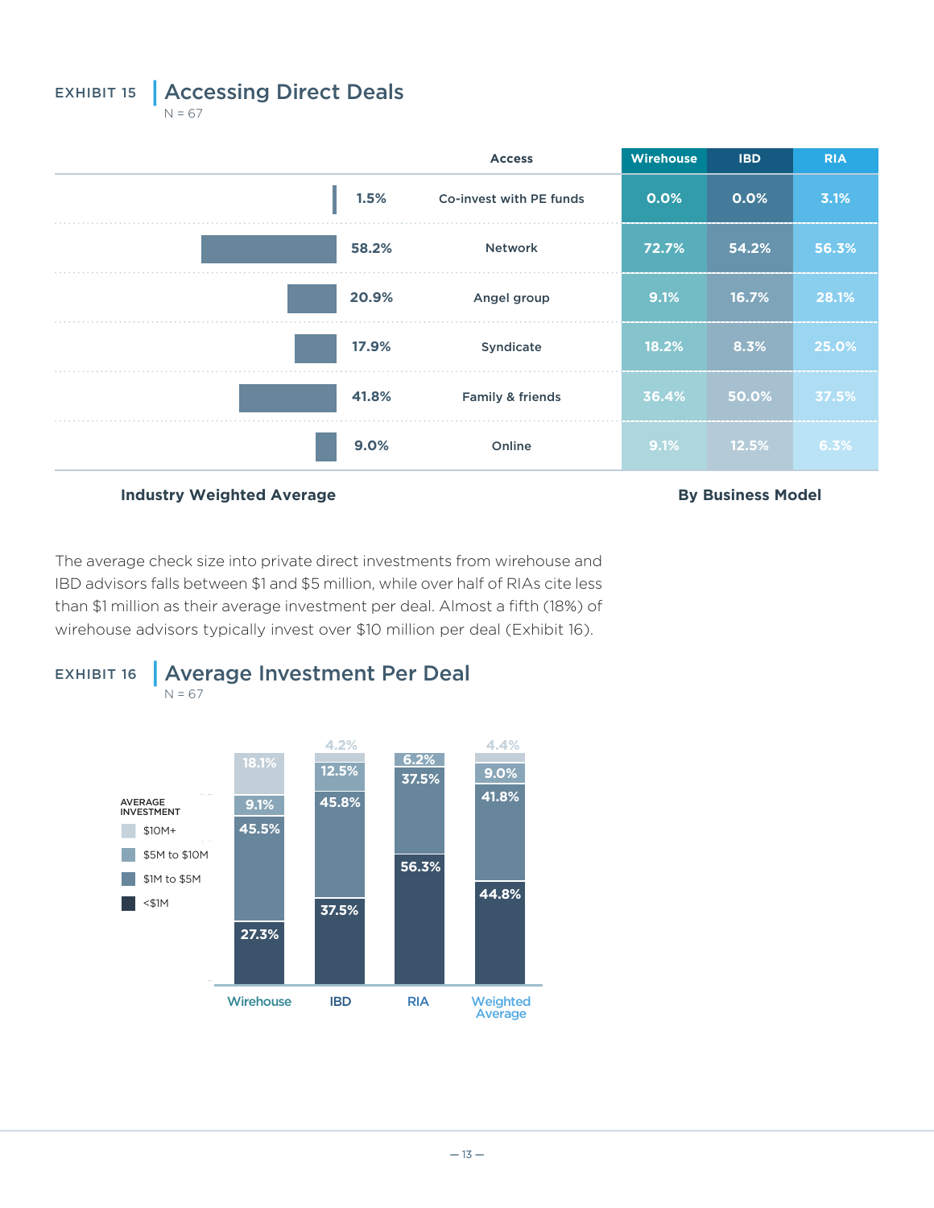EXHIBIT 15

## Accessing Direct Deals

N = 67

| Access | Industry Weighted Average | Wirehouse | IBD | RIA |
|---|---|---|---|---|
| Co-invest with PE funds | 1.5% | 0.0% | 0.0% | 3.1% |
| Network | 58.2% | 72.7% | 54.2% | 56.3% |
| Angel group | 20.9% | 9.1% | 16.7% | 28.1% |
| Syndicate | 17.9% | 18.2% | 8.3% | 25.0% |
| Family & friends | 41.8% | 36.4% | 50.0% | 37.5% |
| Online | 9.0% | 9.1% | 12.5% | 6.3% |

**Industry Weighted Average** **By Business Model**

The average check size into private direct investments from wirehouse and IBD advisors falls between $1 and $5 million, while over half of RIAs cite less than $1 million as their average investment per deal. Almost a fifth (18%) of wirehouse advisors typically invest over $10 million per deal (Exhibit 16).

EXHIBIT 16

## Average Investment Per Deal

N = 67

| Average Investment | Wirehouse | IBD | RIA | Weighted Average |
|---|---|---|---|---|
| $10M+ | 18.1% | 4.2% | | 4.4% |
| $5M to $10M | 9.1% | 12.5% | 6.2% | 9.0% |
| $1M to $5M | 45.5% | 45.8% | 37.5% | 41.8% |
| <$1M | 27.3% | 37.5% | 56.3% | 44.8% |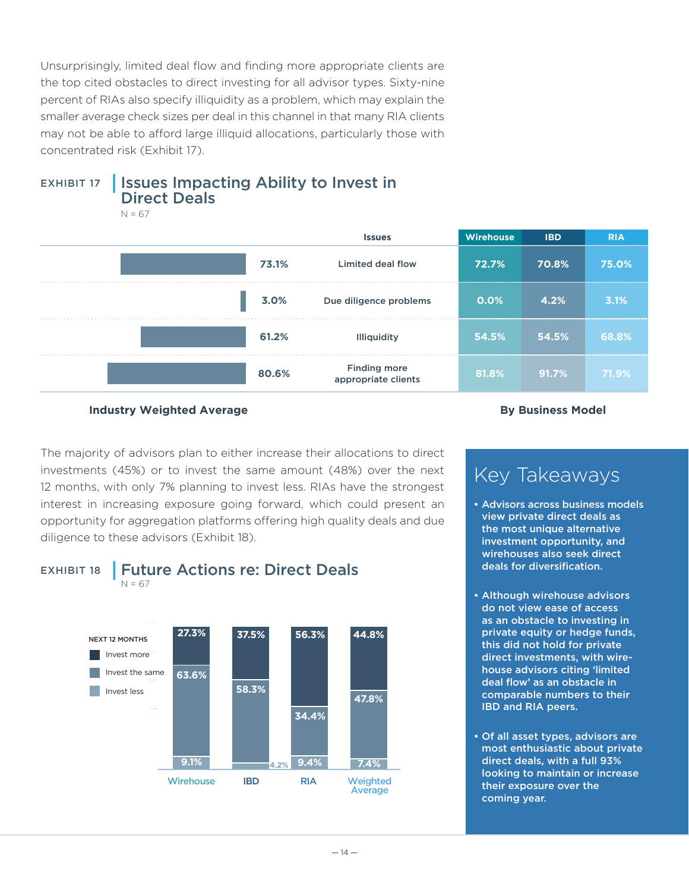Unsurprisingly, limited deal flow and finding more appropriate clients are the top cited obstacles to direct investing for all advisor types. Sixty-nine percent of RIAs also specify illiquidity as a problem, which may explain the smaller average check sizes per deal in this channel in that many RIA clients may not be able to afford large illiquid allocations, particularly those with concentrated risk (Exhibit 17).

EXHIBIT 17

## Issues Impacting Ability to Invest in Direct Deals

N = 67

| Industry Weighted Average | Issues | Wirehouse | IBD | RIA |
|---|---|---|---|---|
| 73.1% | Limited deal flow | 72.7% | 70.8% | 75.0% |
| 3.0% | Due diligence problems | 0.0% | 4.2% | 3.1% |
| 61.2% | Illiquidity | 54.5% | 54.5% | 68.8% |
| 80.6% | Finding more appropriate clients | 81.8% | 91.7% | 71.9% |

**Industry Weighted Average** | **By Business Model**

The majority of advisors plan to either increase their allocations to direct investments (45%) or to invest the same amount (48%) over the next 12 months, with only 7% planning to invest less. RIAs have the strongest interest in increasing exposure going forward, which could present an opportunity for aggregation platforms offering high quality deals and due diligence to these advisors (Exhibit 18).

EXHIBIT 18

## Future Actions re: Direct Deals

N = 67

| NEXT 12 MONTHS | Wirehouse | IBD | RIA | Weighted Average |
|---|---|---|---|---|
| Invest more | 27.3% | 37.5% | 56.3% | 44.8% |
| Invest the same | 63.6% | 58.3% | 34.4% | 47.8% |
| Invest less | 9.1% | 4.2% | 9.4% | 7.4% |

## Key Takeaways

- Advisors across business models view private direct deals as the most unique alternative investment opportunity, and wirehouses also seek direct deals for diversification.
- Although wirehouse advisors do not view ease of access as an obstacle to investing in private equity or hedge funds, this did not hold for private direct investments, with wire-house advisors citing 'limited deal flow' as an obstacle in comparable numbers to their IBD and RIA peers.
- Of all asset types, advisors are most enthusiastic about private direct deals, with a full 93% looking to maintain or increase their exposure over the coming year.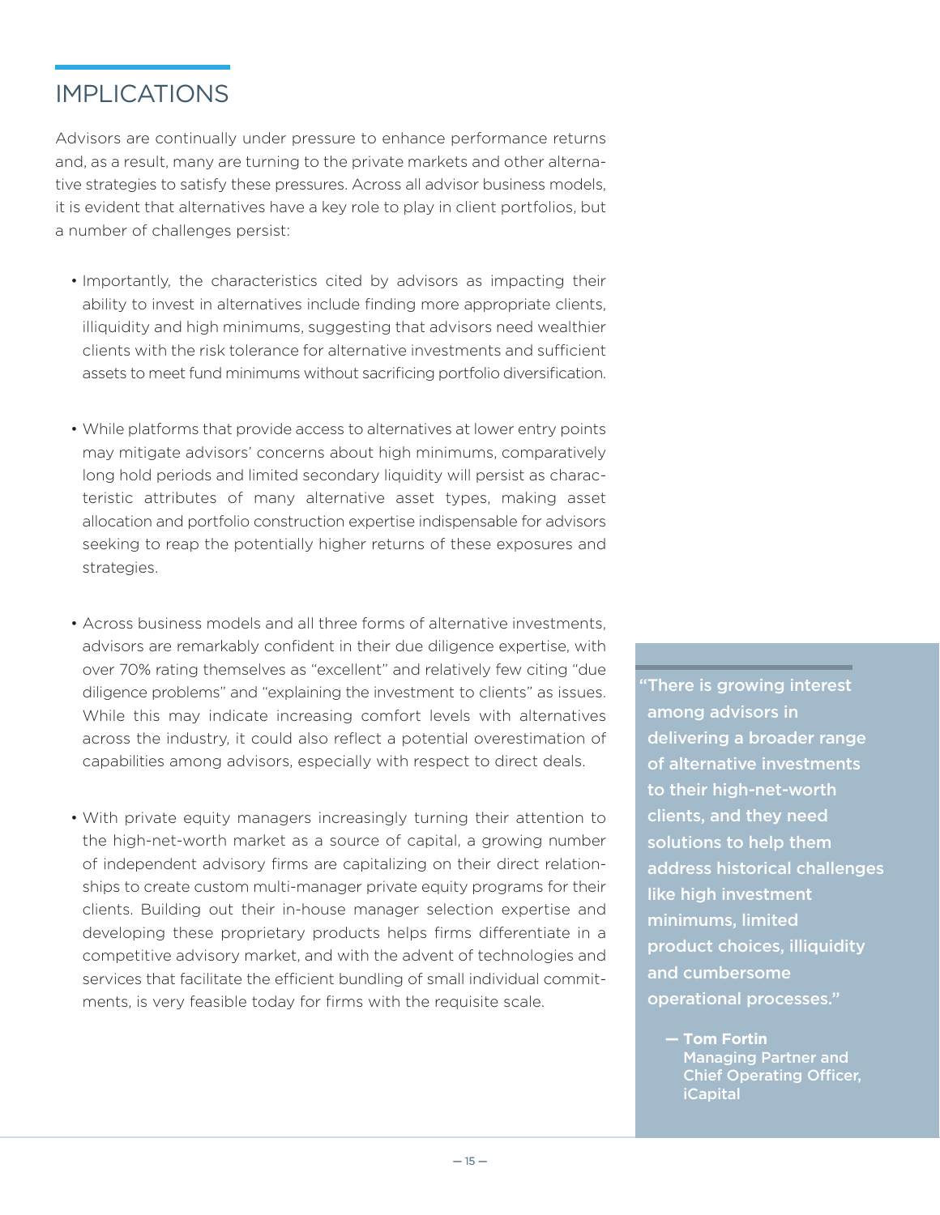## IMPLICATIONS

Advisors are continually under pressure to enhance performance returns and, as a result, many are turning to the private markets and other alternative strategies to satisfy these pressures. Across all advisor business models, it is evident that alternatives have a key role to play in client portfolios, but a number of challenges persist:

- Importantly, the characteristics cited by advisors as impacting their ability to invest in alternatives include finding more appropriate clients, illiquidity and high minimums, suggesting that advisors need wealthier clients with the risk tolerance for alternative investments and sufficient assets to meet fund minimums without sacrificing portfolio diversification.

- While platforms that provide access to alternatives at lower entry points may mitigate advisors' concerns about high minimums, comparatively long hold periods and limited secondary liquidity will persist as characteristic attributes of many alternative asset types, making asset allocation and portfolio construction expertise indispensable for advisors seeking to reap the potentially higher returns of these exposures and strategies.

- Across business models and all three forms of alternative investments, advisors are remarkably confident in their due diligence expertise, with over 70% rating themselves as "excellent" and relatively few citing "due diligence problems" and "explaining the investment to clients" as issues. While this may indicate increasing comfort levels with alternatives across the industry, it could also reflect a potential overestimation of capabilities among advisors, especially with respect to direct deals.

- With private equity managers increasingly turning their attention to the high-net-worth market as a source of capital, a growing number of independent advisory firms are capitalizing on their direct relationships to create custom multi-manager private equity programs for their clients. Building out their in-house manager selection expertise and developing these proprietary products helps firms differentiate in a competitive advisory market, and with the advent of technologies and services that facilitate the efficient bundling of small individual commitments, is very feasible today for firms with the requisite scale.

> **"There is growing interest among advisors in delivering a broader range of alternative investments to their high-net-worth clients, and they need solutions to help them address historical challenges like high investment minimums, limited product choices, illiquidity and cumbersome operational processes."**
>
> **— Tom Fortin**
> Managing Partner and Chief Operating Officer, iCapital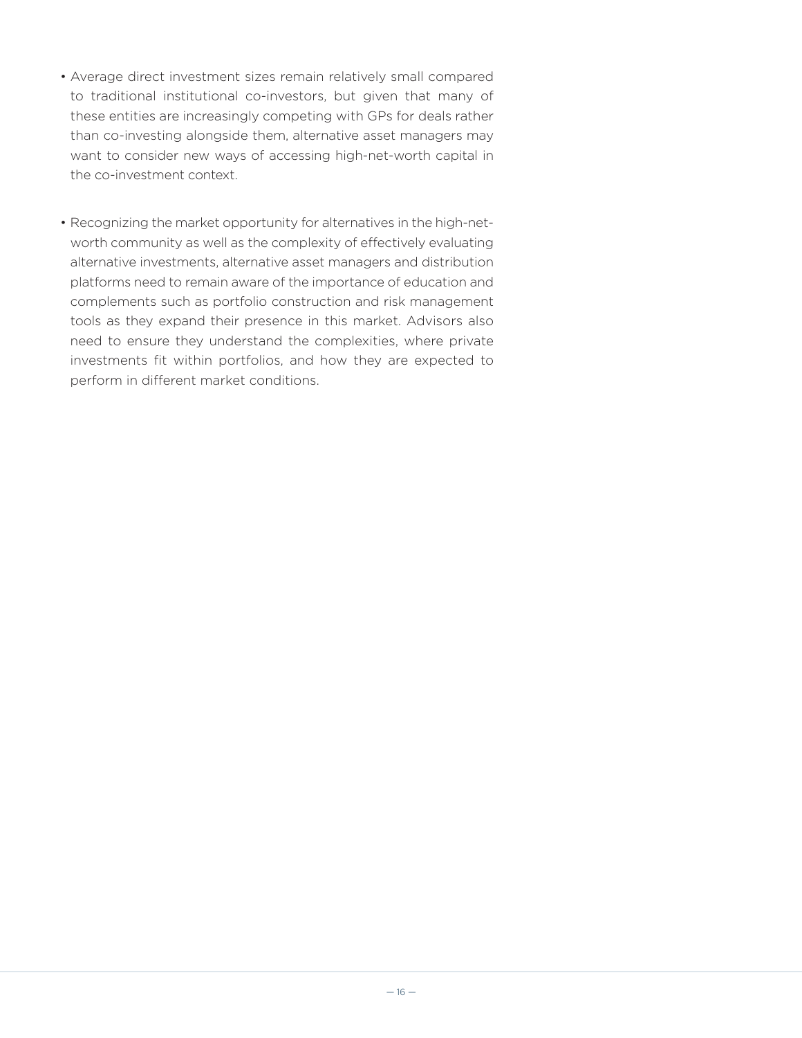- Average direct investment sizes remain relatively small compared to traditional institutional co-investors, but given that many of these entities are increasingly competing with GPs for deals rather than co-investing alongside them, alternative asset managers may want to consider new ways of accessing high-net-worth capital in the co-investment context.

- Recognizing the market opportunity for alternatives in the high-net-worth community as well as the complexity of effectively evaluating alternative investments, alternative asset managers and distribution platforms need to remain aware of the importance of education and complements such as portfolio construction and risk management tools as they expand their presence in this market. Advisors also need to ensure they understand the complexities, where private investments fit within portfolios, and how they are expected to perform in different market conditions.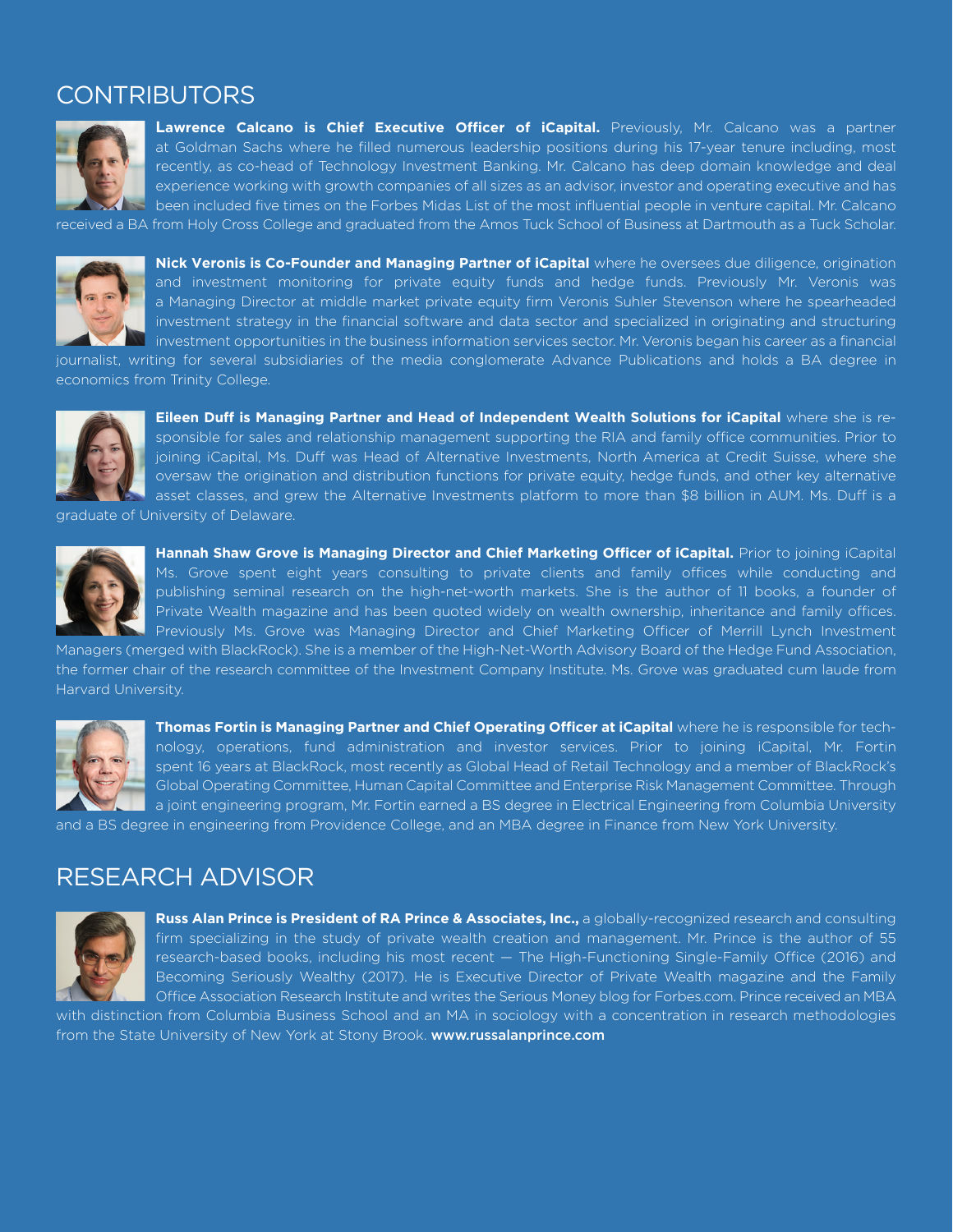## CONTRIBUTORS

**Lawrence Calcano is Chief Executive Officer of iCapital.** Previously, Mr. Calcano was a partner at Goldman Sachs where he filled numerous leadership positions during his 17-year tenure including, most recently, as co-head of Technology Investment Banking. Mr. Calcano has deep domain knowledge and deal experience working with growth companies of all sizes as an advisor, investor and operating executive and has been included five times on the Forbes Midas List of the most influential people in venture capital. Mr. Calcano received a BA from Holy Cross College and graduated from the Amos Tuck School of Business at Dartmouth as a Tuck Scholar.

**Nick Veronis is Co-Founder and Managing Partner of iCapital** where he oversees due diligence, origination and investment monitoring for private equity funds and hedge funds. Previously Mr. Veronis was a Managing Director at middle market private equity firm Veronis Suhler Stevenson where he spearheaded investment strategy in the financial software and data sector and specialized in originating and structuring investment opportunities in the business information services sector. Mr. Veronis began his career as a financial journalist, writing for several subsidiaries of the media conglomerate Advance Publications and holds a BA degree in economics from Trinity College.

**Eileen Duff is Managing Partner and Head of Independent Wealth Solutions for iCapital** where she is responsible for sales and relationship management supporting the RIA and family office communities. Prior to joining iCapital, Ms. Duff was Head of Alternative Investments, North America at Credit Suisse, where she oversaw the origination and distribution functions for private equity, hedge funds, and other key alternative asset classes, and grew the Alternative Investments platform to more than $8 billion in AUM. Ms. Duff is a graduate of University of Delaware.

**Hannah Shaw Grove is Managing Director and Chief Marketing Officer of iCapital.** Prior to joining iCapital Ms. Grove spent eight years consulting to private clients and family offices while conducting and publishing seminal research on the high-net-worth markets. She is the author of 11 books, a founder of Private Wealth magazine and has been quoted widely on wealth ownership, inheritance and family offices. Previously Ms. Grove was Managing Director and Chief Marketing Officer of Merrill Lynch Investment Managers (merged with BlackRock). She is a member of the High-Net-Worth Advisory Board of the Hedge Fund Association, the former chair of the research committee of the Investment Company Institute. Ms. Grove was graduated cum laude from Harvard University.

**Thomas Fortin is Managing Partner and Chief Operating Officer at iCapital** where he is responsible for technology, operations, fund administration and investor services. Prior to joining iCapital, Mr. Fortin spent 16 years at BlackRock, most recently as Global Head of Retail Technology and a member of BlackRock's Global Operating Committee, Human Capital Committee and Enterprise Risk Management Committee. Through a joint engineering program, Mr. Fortin earned a BS degree in Electrical Engineering from Columbia University and a BS degree in engineering from Providence College, and an MBA degree in Finance from New York University.

## RESEARCH ADVISOR

**Russ Alan Prince is President of RA Prince & Associates, Inc.,** a globally-recognized research and consulting firm specializing in the study of private wealth creation and management. Mr. Prince is the author of 55 research-based books, including his most recent — The High-Functioning Single-Family Office (2016) and Becoming Seriously Wealthy (2017). He is Executive Director of Private Wealth magazine and the Family Office Association Research Institute and writes the Serious Money blog for Forbes.com. Prince received an MBA with distinction from Columbia Business School and an MA in sociology with a concentration in research methodologies from the State University of New York at Stony Brook. **www.russalanprince.com**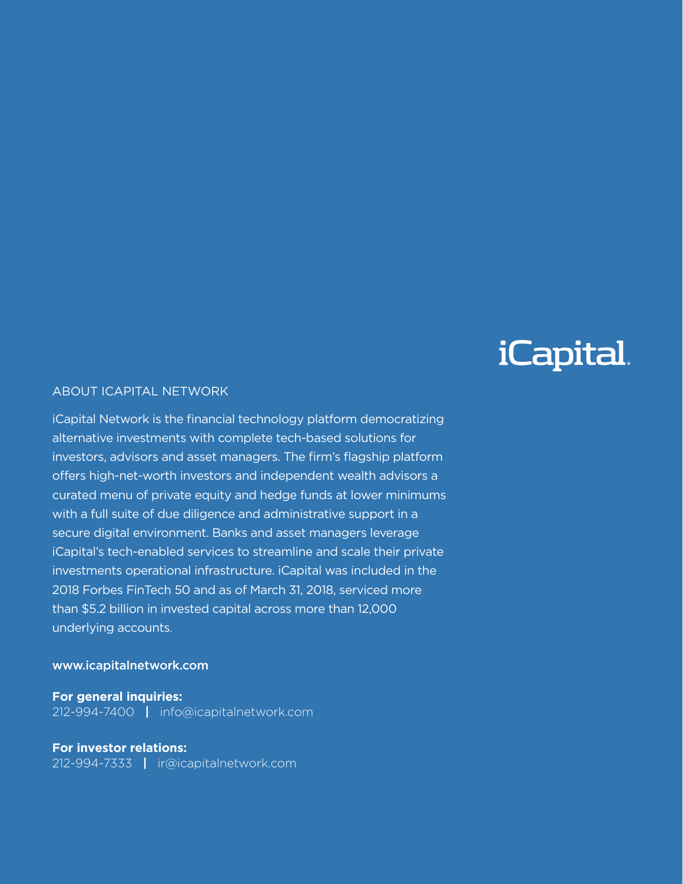iCapital

## ABOUT ICAPITAL NETWORK

iCapital Network is the financial technology platform democratizing alternative investments with complete tech-based solutions for investors, advisors and asset managers. The firm's flagship platform offers high-net-worth investors and independent wealth advisors a curated menu of private equity and hedge funds at lower minimums with a full suite of due diligence and administrative support in a secure digital environment. Banks and asset managers leverage iCapital's tech-enabled services to streamline and scale their private investments operational infrastructure. iCapital was included in the 2018 Forbes FinTech 50 and as of March 31, 2018, serviced more than $5.2 billion in invested capital across more than 12,000 underlying accounts.

**www.icapitalnetwork.com**

**For general inquiries:**
212-994-7400 | info@icapitalnetwork.com

**For investor relations:**
212-994-7333 | ir@icapitalnetwork.com